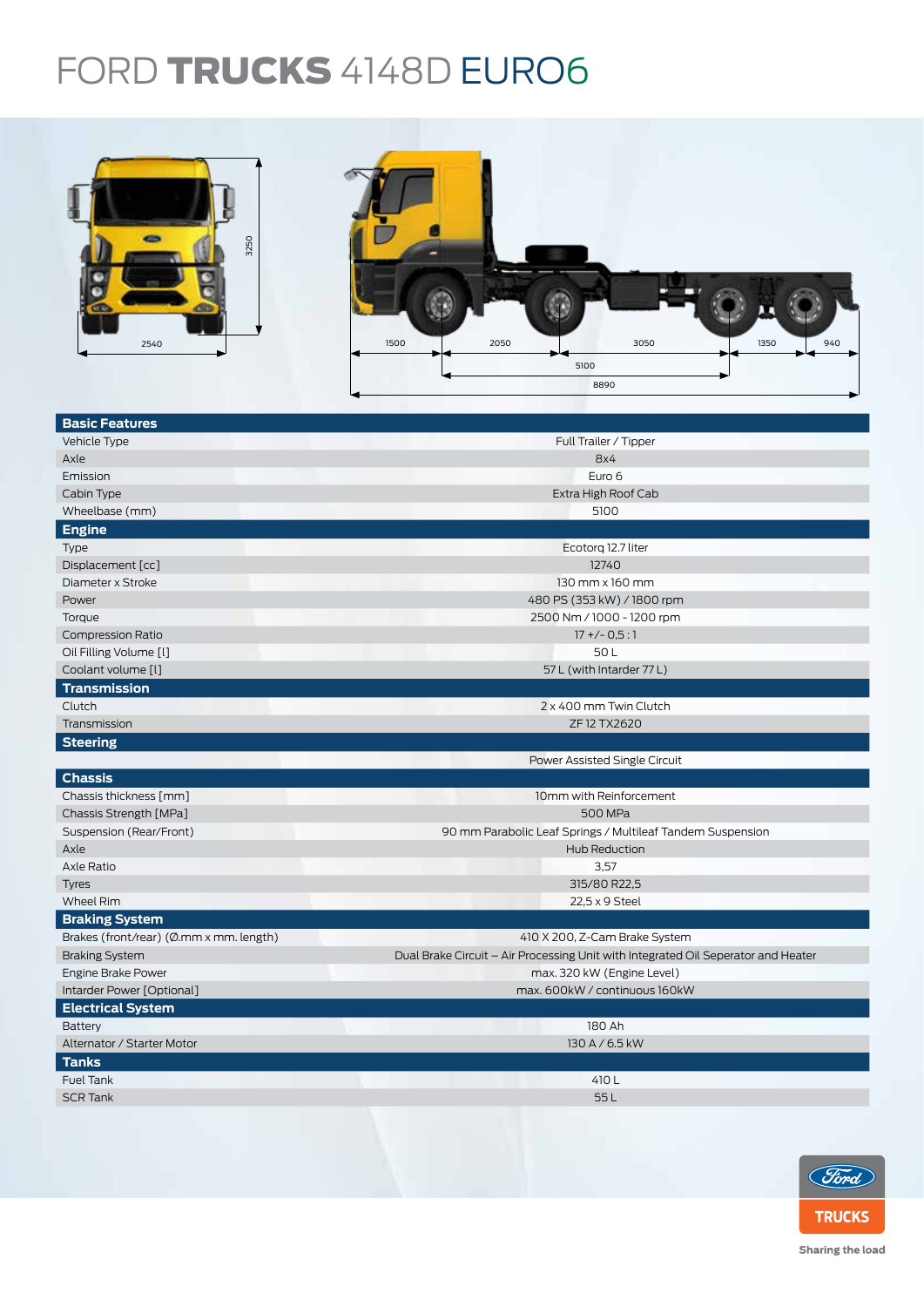# FORD TRUCKS 4148D EURO6

| Basic Features | |
|---|---|
| Vehicle Type | Full Trailer / Tipper |
| Axle | 8x4 |
| Emission | Euro 6 |
| Cabin Type | Extra High Roof Cab |
| Wheelbase (mm) | 5100 |
| **Engine** | |
| Type | Ecotorq 12.7 liter |
| Displacement [cc] | 12740 |
| Diameter x Stroke | 130 mm x 160 mm |
| Power | 480 PS (353 kW) / 1800 rpm |
| Torque | 2500 Nm / 1000 - 1200 rpm |
| Compression Ratio | 17 +/- 0,5 : 1 |
| Oil Filling Volume [l] | 50 L |
| Coolant volume [l] | 57 L (with Intarder 77 L) |
| **Transmission** | |
| Clutch | 2 x 400 mm Twin Clutch |
| Transmission | ZF 12 TX2620 |
| **Steering** | |
| | Power Assisted Single Circuit |
| **Chassis** | |
| Chassis thickness [mm] | 10mm with Reinforcement |
| Chassis Strength [MPa] | 500 MPa |
| Suspension (Rear/Front) | 90 mm Parabolic Leaf Springs / Multileaf Tandem Suspension |
| Axle | Hub Reduction |
| Axle Ratio | 3,57 |
| Tyres | 315/80 R22,5 |
| Wheel Rim | 22,5 x 9 Steel |
| **Braking System** | |
| Brakes (front/rear) (Ø.mm x mm. length) | 410 X 200, Z-Cam Brake System |
| Braking System | Dual Brake Circuit – Air Processing Unit with Integrated Oil Seperator and Heater |
| Engine Brake Power | max. 320 kW (Engine Level) |
| Interder Power [Optional] | max. 600kW / continuous 160kW |
| **Electrical System** | |
| Battery | 180 Ah |
| Alternator / Starter Motor | 130 A / 6.5 kW |
| **Tanks** | |
| Fuel Tank | 410 L |
| SCR Tank | 55 L |

TRUCKS

Sharing the load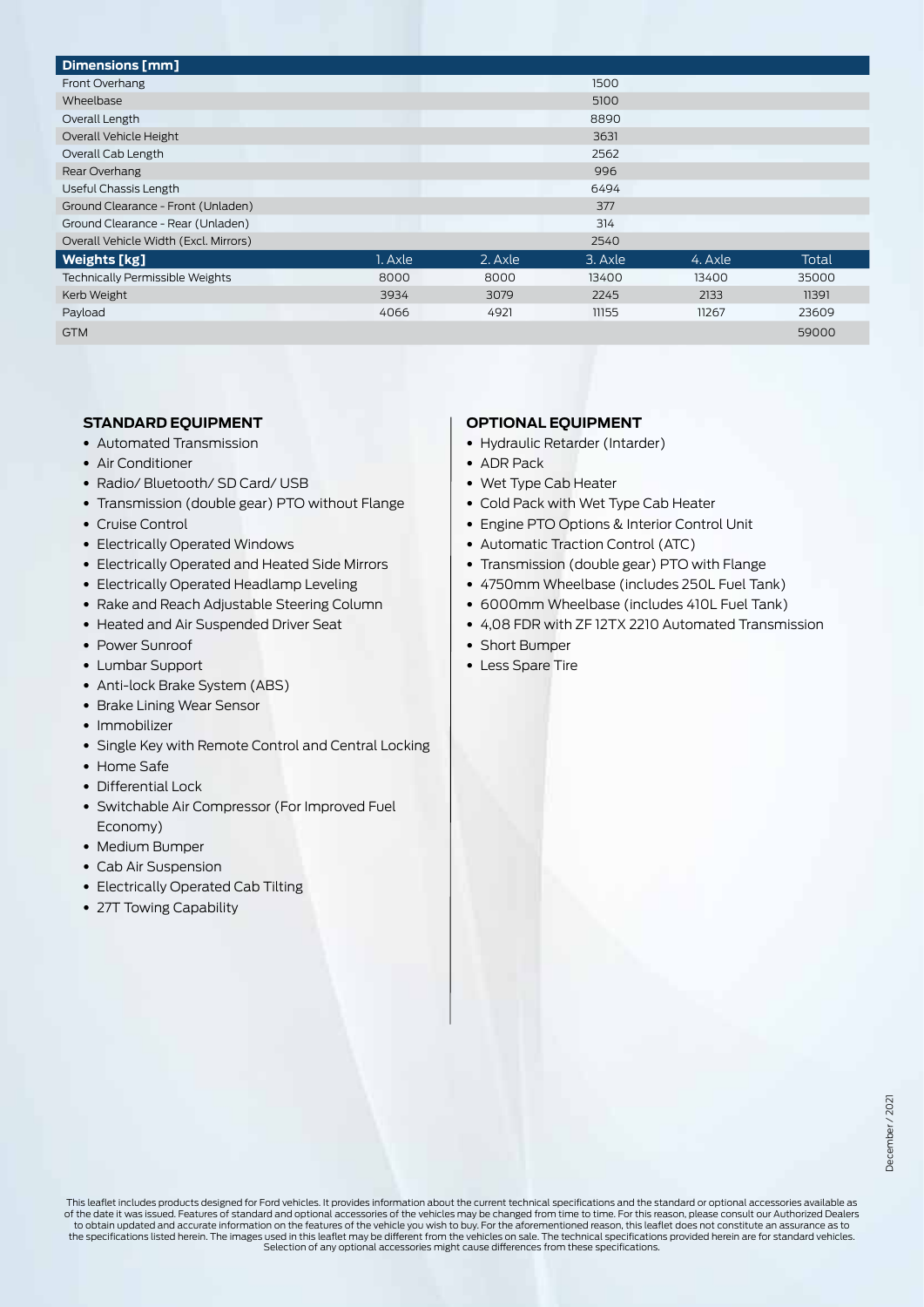| Dimensions [mm] | | | | | |
|---|---|---|---|---|---|
| Front Overhang | | | 1500 | | |
| Wheelbase | | | 5100 | | |
| Overall Length | | | 8890 | | |
| Overall Vehicle Height | | | 3631 | | |
| Overall Cab Length | | | 2562 | | |
| Rear Overhang | | | 996 | | |
| Useful Chassis Length | | | 6494 | | |
| Ground Clearance - Front (Unladen) | | | 377 | | |
| Ground Clearance - Rear (Unladen) | | | 314 | | |
| Overall Vehicle Width (Excl. Mirrors) | | | 2540 | | |
| **Weights [kg]** | **1. Axle** | **2. Axle** | **3. Axle** | **4. Axle** | **Total** |
| Technically Permissible Weights | 8000 | 8000 | 13400 | 13400 | 35000 |
| Kerb Weight | 3934 | 3079 | 2245 | 2133 | 11391 |
| Payload | 4066 | 4921 | 11155 | 11267 | 23609 |
| GTM | | | | | 59000 |

### STANDARD EQUIPMENT

- Automated Transmission
- Air Conditioner
- Radio/ Bluetooth/ SD Card/ USB
- Transmission (double gear) PTO without Flange
- Cruise Control
- Electrically Operated Windows
- Electrically Operated and Heated Side Mirrors
- Electrically Operated Headlamp Leveling
- Rake and Reach Adjustable Steering Column
- Heated and Air Suspended Driver Seat
- Power Sunroof
- Lumbar Support
- Anti-lock Brake System (ABS)
- Brake Lining Wear Sensor
- Immobilizer
- Single Key with Remote Control and Central Locking
- Home Safe
- Differential Lock
- Switchable Air Compressor (For Improved Fuel Economy)
- Medium Bumper
- Cab Air Suspension
- Electrically Operated Cab Tilting
- 27T Towing Capability

### OPTIONAL EQUIPMENT

- Hydraulic Retarder (Intarder)
- ADR Pack
- Wet Type Cab Heater
- Cold Pack with Wet Type Cab Heater
- Engine PTO Options & Interior Control Unit
- Automatic Traction Control (ATC)
- Transmission (double gear) PTO with Flange
- 4750mm Wheelbase (includes 250L Fuel Tank)
- 6000mm Wheelbase (includes 410L Fuel Tank)
- 4,08 FDR with ZF 12TX 2210 Automated Transmission
- Short Bumper
- Less Spare Tire

December / 2021

This leaflet includes products designed for Ford vehicles. It provides information about the current technical specifications and the standard or optional accessories available as of the date it was issued. Features of standard and optional accessories of the vehicles may be changed from time to time. For this reason, please consult our Authorized Dealers to obtain updated and accurate information on the features of the vehicle you wish to buy. For the aforementioned reason, this leaflet does not constitute an assurance as to the specifications listed herein. The images used in this leaflet may be different from the vehicles on sale. The technical specifications provided herein are for standard vehicles. Selection of any optional accessories might cause differences from these specifications.